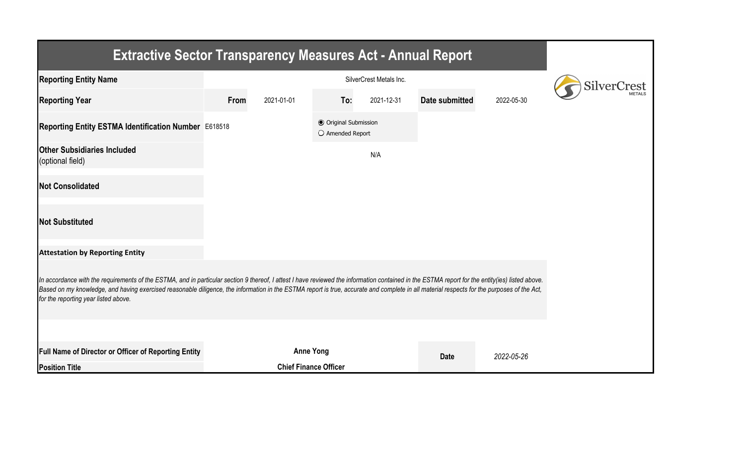# Extractive Sector Transparency Measures Act - Annual Report

| | | | | | | |
|---|---|---|---|---|---|---|
| **Reporting Entity Name** | SilverCrest Metals Inc. | | | | | |
| **Reporting Year** | **From** | 2021-01-01 | **To:** | 2021-12-31 | **Date submitted** | 2022-05-30 |
| **Reporting Entity ESTMA Identification Number** | E618518 | | ◉ Original Submission<br>○ Amended Report | | | |
| **Other Subsidiaries Included** (optional field) | N/A | | | | | |
| **Not Consolidated** | | | | | | |
| **Not Substituted** | | | | | | |

**Attestation by Reporting Entity**

*In accordance with the requirements of the ESTMA, and in particular section 9 thereof, I attest I have reviewed the information contained in the ESTMA report for the entity(ies) listed above. Based on my knowledge, and having exercised reasonable diligence, the information in the ESTMA report is true, accurate and complete in all material respects for the purposes of the Act, for the reporting year listed above.*

| | | | |
|---|---|---|---|
| **Full Name of Director or Officer of Reporting Entity** | **Anne Yong** | **Date** | *2022-05-26* |
| **Position Title** | **Chief Finance Officer** | | |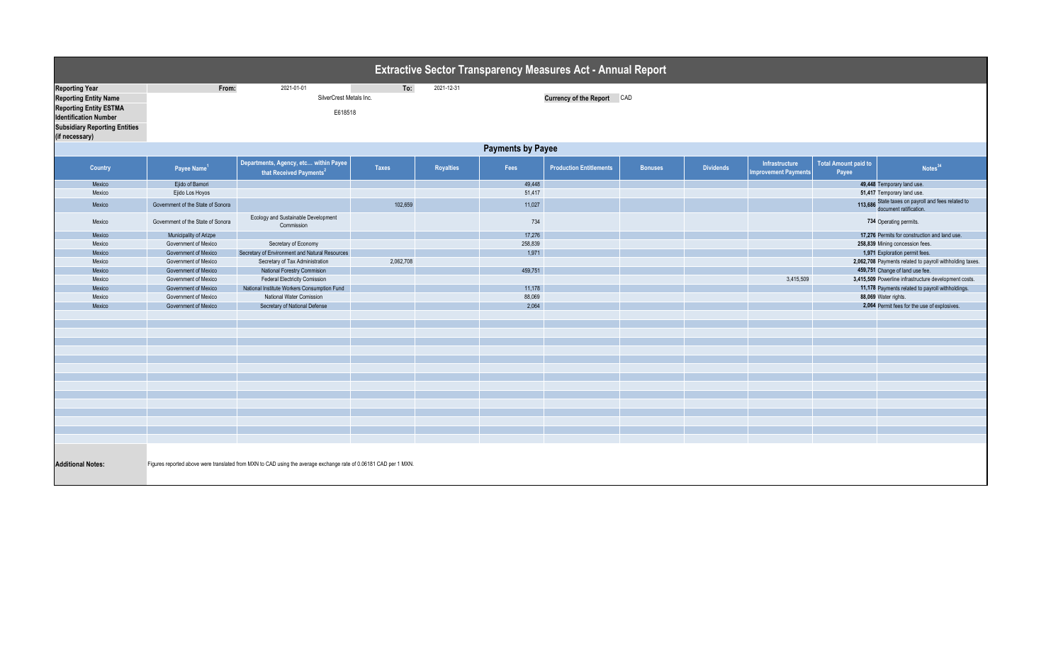# Extractive Sector Transparency Measures Act - Annual Report

| | | | | | |
|---|---|---|---|---|---|
| **Reporting Year** | From: | 2021-01-01 | To: | 2021-12-31 | |
| **Reporting Entity Name** | SilverCrest Metals Inc. | | | **Currency of the Report** | CAD |
| **Reporting Entity ESTMA Identification Number** | E618518 | | | | |
| **Subsidiary Reporting Entities (if necessary)** | | | | | |

## Payments by Payee

| Country | Payee Name[1] | Departments, Agency, etc... within Payee that Received Payments[2] | Taxes | Royalties | Fees | Production Entitlements | Bonuses | Dividends | Infrastructure Improvement Payments | Total Amount paid to Payee | Notes[34] |
|---|---|---|---|---|---|---|---|---|---|---|---|
| Mexico | Ejido of Bamori | | | | 49,448 | | | | | 49,448 | Temporary land use. |
| Mexico | Ejido Los Hoyos | | | | 51,417 | | | | | 51,417 | Temporary land use. |
| Mexico | Government of the State of Sonora | | 102,659 | | 11,027 | | | | | 113,686 | State taxes on payroll and fees related to document ratification. |
| Mexico | Government of the State of Sonora | Ecology and Sustainable Development Commission | | | 734 | | | | | 734 | Operating permits. |
| Mexico | Municipality of Arizpe | | | | 17,276 | | | | | 17,276 | Permits for construction and land use. |
| Mexico | Government of Mexico | Secretary of Economy | | | 258,839 | | | | | 258,839 | Mining concession fees. |
| Mexico | Government of Mexico | Secretary of Environment and Natural Resources | | | 1,971 | | | | | 1,971 | Exploration permit fees. |
| Mexico | Government of Mexico | Secretary of Tax Administration | 2,062,708 | | | | | | | 2,062,708 | Payments related to payroll withholding taxes. |
| Mexico | Government of Mexico | National Forestry Commision | | | 459,751 | | | | | 459,751 | Change of land use fee. |
| Mexico | Government of Mexico | Federal Electricity Comission | | | | | | | 3,415,509 | 3,415,509 | Powerline infrastructure development costs. |
| Mexico | Government of Mexico | National Institute Workers Consumption Fund | | | 11,178 | | | | | 11,178 | Payments related to payroll withholdings. |
| Mexico | Government of Mexico | National Water Comission | | | 88,069 | | | | | 88,069 | Water rights. |
| Mexico | Government of Mexico | Secretary of National Defense | | | 2,064 | | | | | 2,064 | Permit fees for the use of explosives. |

**Additional Notes:** Figures reported above were translated from MXN to CAD using the average exchange rate of 0.06181 CAD per 1 MXN.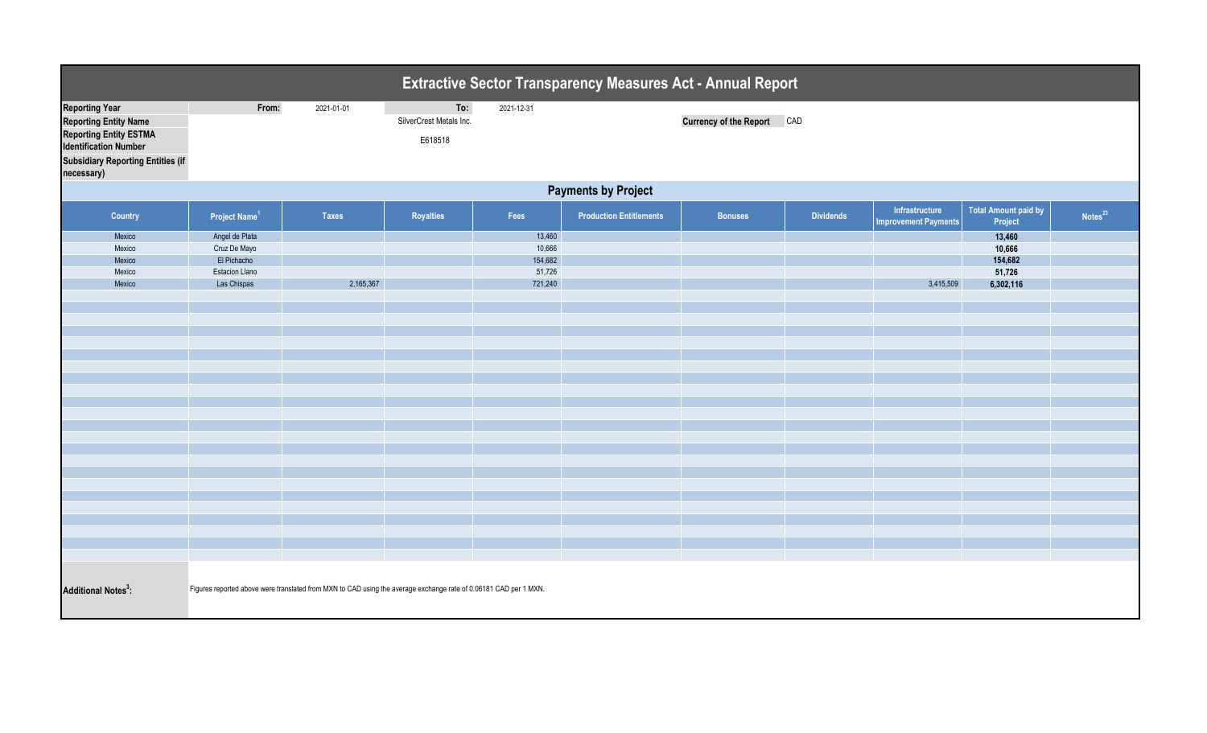# Extractive Sector Transparency Measures Act - Annual Report

| | | | | | |
|---|---|---|---|---|---|
| **Reporting Year** | **From:** | 2021-01-01 | **To:** | 2021-12-31 | |
| **Reporting Entity Name** | | | SilverCrest Metals Inc. | **Currency of the Report** | CAD |
| **Reporting Entity ESTMA Identification Number** | | | E618518 | | |
| **Subsidiary Reporting Entities (if necessary)** | | | | | |

## Payments by Project

| Country | Project Name[1] | Taxes | Royalties | Fees | Production Entitlements | Bonuses | Dividends | Infrastructure Improvement Payments | Total Amount paid by Project | Notes[23] |
|---|---|---|---|---|---|---|---|---|---|---|
| Mexico | Angel de Plata | | | 13,460 | | | | | **13,460** | |
| Mexico | Cruz De Mayo | | | 10,666 | | | | | **10,666** | |
| Mexico | El Pichacho | | | 154,682 | | | | | **154,682** | |
| Mexico | Estacion Llano | | | 51,726 | | | | | **51,726** | |
| Mexico | Las Chispas | 2,165,367 | | 721,240 | | | | 3,415,509 | **6,302,116** | |

**Additional Notes[3]:** Figures reported above were translated from MXN to CAD using the average exchange rate of 0.06181 CAD per 1 MXN.